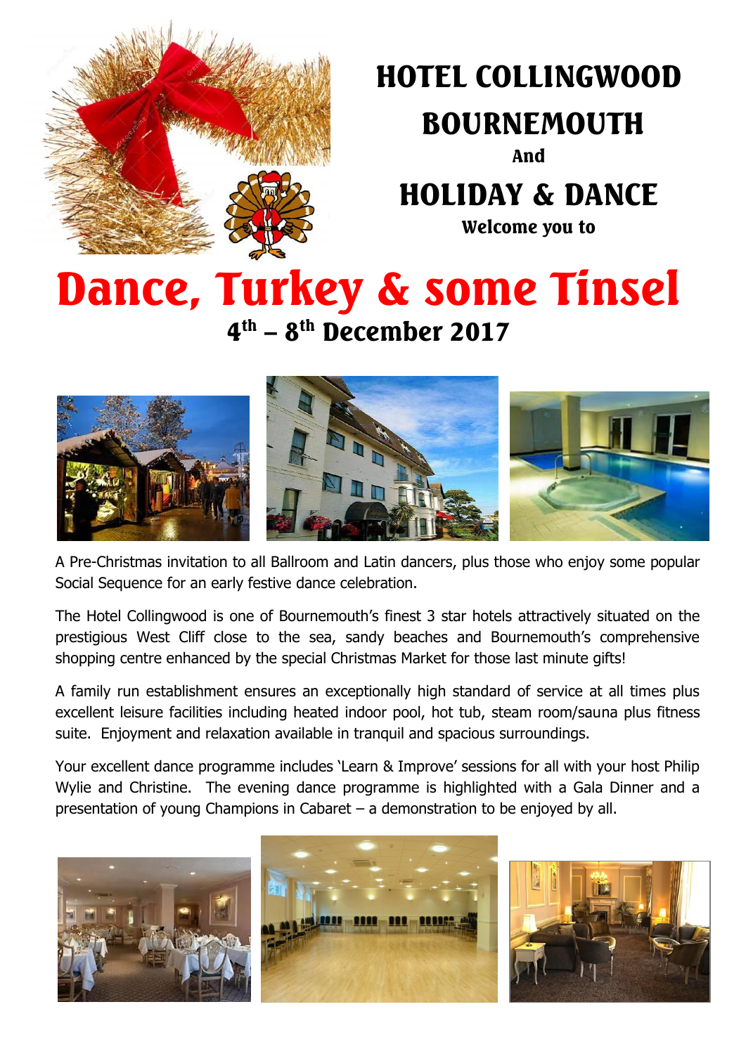# HOTEL COLLINGWOOD

# BOURNEMOUTH

**And**

# HOLIDAY & DANCE

**Welcome you to**

# Dance, Turkey & some Tinsel

## 4th – 8th December 2017

A Pre-Christmas invitation to all Ballroom and Latin dancers, plus those who enjoy some popular Social Sequence for an early festive dance celebration.

The Hotel Collingwood is one of Bournemouth's finest 3 star hotels attractively situated on the prestigious West Cliff close to the sea, sandy beaches and Bournemouth's comprehensive shopping centre enhanced by the special Christmas Market for those last minute gifts!

A family run establishment ensures an exceptionally high standard of service at all times plus excellent leisure facilities including heated indoor pool, hot tub, steam room/sauna plus fitness suite. Enjoyment and relaxation available in tranquil and spacious surroundings.

Your excellent dance programme includes 'Learn & Improve' sessions for all with your host Philip Wylie and Christine. The evening dance programme is highlighted with a Gala Dinner and a presentation of young Champions in Cabaret – a demonstration to be enjoyed by all.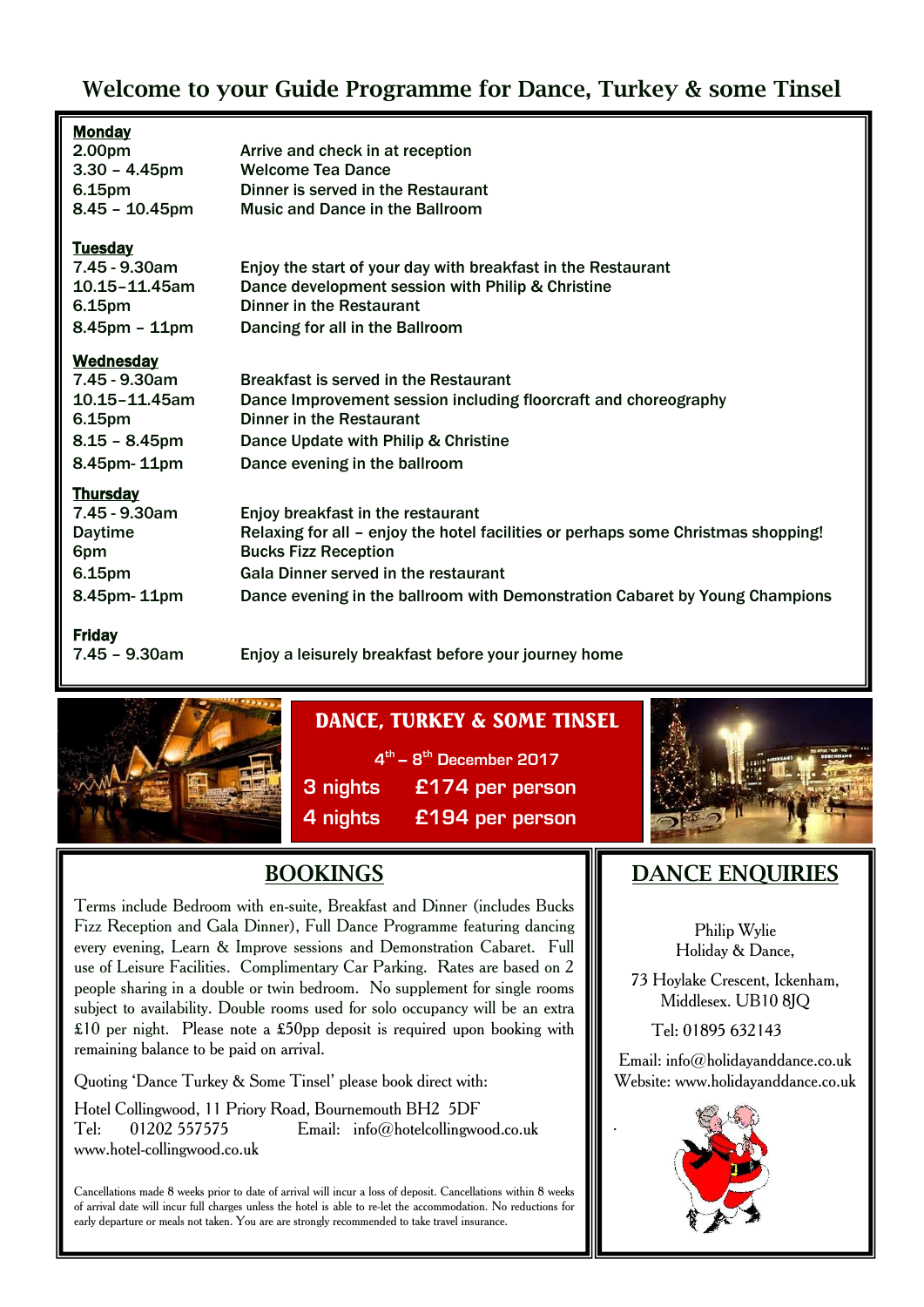# Welcome to your Guide Programme for Dance, Turkey & some Tinsel

**Monday**

| | |
|---|---|
| 2.00pm | Arrive and check in at reception |
| 3.30 – 4.45pm | Welcome Tea Dance |
| 6.15pm | Dinner is served in the Restaurant |
| 8.45 – 10.45pm | Music and Dance in the Ballroom |

**Tuesday**

| | |
|---|---|
| 7.45 - 9.30am | Enjoy the start of your day with breakfast in the Restaurant |
| 10.15–11.45am | Dance development session with Philip & Christine |
| 6.15pm | Dinner in the Restaurant |
| 8.45pm – 11pm | Dancing for all in the Ballroom |

**Wednesday**

| | |
|---|---|
| 7.45 - 9.30am | Breakfast is served in the Restaurant |
| 10.15–11.45am | Dance Improvement session including floorcraft and choreography |
| 6.15pm | Dinner in the Restaurant |
| 8.15 – 8.45pm | Dance Update with Philip & Christine |
| 8.45pm- 11pm | Dance evening in the ballroom |

**Thursday**

| | |
|---|---|
| 7.45 - 9.30am | Enjoy breakfast in the restaurant |
| Daytime | Relaxing for all – enjoy the hotel facilities or perhaps some Christmas shopping! |
| 6pm | Bucks Fizz Reception |
| 6.15pm | Gala Dinner served in the restaurant |
| 8.45pm- 11pm | Dance evening in the ballroom with Demonstration Cabaret by Young Champions |

**Friday**

| | |
|---|---|
| 7.45 – 9.30am | Enjoy a leisurely breakfast before your journey home |

## DANCE, TURKEY & SOME TINSEL

4th – 8th December 2017

3 nights £174 per person

4 nights £194 per person

## BOOKINGS

Terms include Bedroom with en-suite, Breakfast and Dinner (includes Bucks Fizz Reception and Gala Dinner), Full Dance Programme featuring dancing every evening, Learn & Improve sessions and Demonstration Cabaret. Full use of Leisure Facilities. Complimentary Car Parking. Rates are based on 2 people sharing in a double or twin bedroom. No supplement for single rooms subject to availability. Double rooms used for solo occupancy will be an extra £10 per night. Please note a £50pp deposit is required upon booking with remaining balance to be paid on arrival.

Quoting 'Dance Turkey & Some Tinsel' please book direct with:

Hotel Collingwood, 11 Priory Road, Bournemouth BH2 5DF
Tel: 01202 557575 Email: info@hotelcollingwood.co.uk
www.hotel-collingwood.co.uk

Cancellations made 8 weeks prior to date of arrival will incur a loss of deposit. Cancellations within 8 weeks of arrival date will incur full charges unless the hotel is able to re-let the accommodation. No reductions for early departure or meals not taken. You are are strongly recommended to take travel insurance.

## DANCE ENQUIRIES

Philip Wylie
Holiday & Dance,

73 Hoylake Crescent, Ickenham, Middlesex. UB10 8JQ

Tel: 01895 632143

Email: info@holidayanddance.co.uk
Website: www.holidayanddance.co.uk